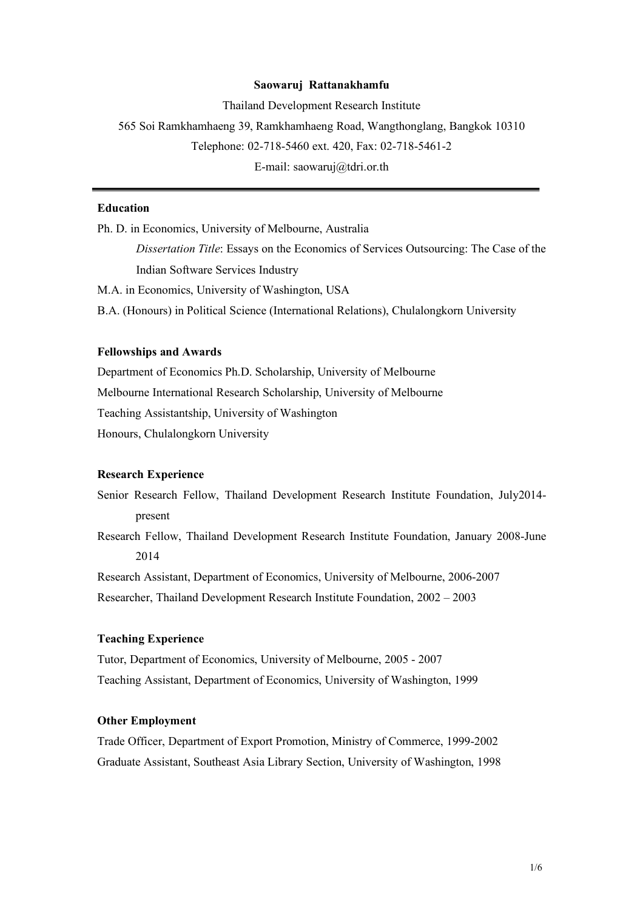**Saowaruj Rattanakhamfu**

Thailand Development Research Institute

565 Soi Ramkhamhaeng 39, Ramkhamhaeng Road, Wangthonglang, Bangkok 10310

Telephone: 02-718-5460 ext. 420, Fax: 02-718-5461-2

E-mail: saowaruj@tdri.or.th

---

### Education

Ph. D. in Economics, University of Melbourne, Australia

*Dissertation Title*: Essays on the Economics of Services Outsourcing: The Case of the Indian Software Services Industry

M.A. in Economics, University of Washington, USA

B.A. (Honours) in Political Science (International Relations), Chulalongkorn University

### Fellowships and Awards

Department of Economics Ph.D. Scholarship, University of Melbourne

Melbourne International Research Scholarship, University of Melbourne

Teaching Assistantship, University of Washington

Honours, Chulalongkorn University

### Research Experience

Senior Research Fellow, Thailand Development Research Institute Foundation, July2014-present

Research Fellow, Thailand Development Research Institute Foundation, January 2008-June 2014

Research Assistant, Department of Economics, University of Melbourne, 2006-2007

Researcher, Thailand Development Research Institute Foundation, 2002 – 2003

### Teaching Experience

Tutor, Department of Economics, University of Melbourne, 2005 - 2007

Teaching Assistant, Department of Economics, University of Washington, 1999

### Other Employment

Trade Officer, Department of Export Promotion, Ministry of Commerce, 1999-2002

Graduate Assistant, Southeast Asia Library Section, University of Washington, 1998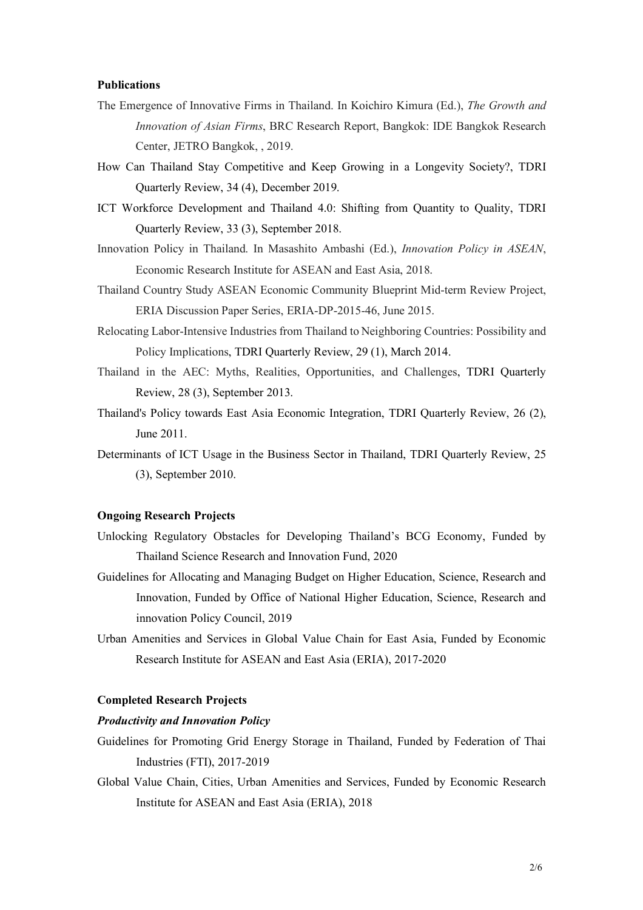**Publications**

The Emergence of Innovative Firms in Thailand. In Koichiro Kimura (Ed.), *The Growth and Innovation of Asian Firms*, BRC Research Report, Bangkok: IDE Bangkok Research Center, JETRO Bangkok, , 2019.

How Can Thailand Stay Competitive and Keep Growing in a Longevity Society?, TDRI Quarterly Review, 34 (4), December 2019.

ICT Workforce Development and Thailand 4.0: Shifting from Quantity to Quality, TDRI Quarterly Review, 33 (3), September 2018.

Innovation Policy in Thailand. In Masashito Ambashi (Ed.), *Innovation Policy in ASEAN*, Economic Research Institute for ASEAN and East Asia, 2018.

Thailand Country Study ASEAN Economic Community Blueprint Mid-term Review Project, ERIA Discussion Paper Series, ERIA-DP-2015-46, June 2015.

Relocating Labor-Intensive Industries from Thailand to Neighboring Countries: Possibility and Policy Implications, TDRI Quarterly Review, 29 (1), March 2014.

Thailand in the AEC: Myths, Realities, Opportunities, and Challenges, TDRI Quarterly Review, 28 (3), September 2013.

Thailand's Policy towards East Asia Economic Integration, TDRI Quarterly Review, 26 (2), June 2011.

Determinants of ICT Usage in the Business Sector in Thailand, TDRI Quarterly Review, 25 (3), September 2010.

**Ongoing Research Projects**

Unlocking Regulatory Obstacles for Developing Thailand's BCG Economy, Funded by Thailand Science Research and Innovation Fund, 2020

Guidelines for Allocating and Managing Budget on Higher Education, Science, Research and Innovation, Funded by Office of National Higher Education, Science, Research and innovation Policy Council, 2019

Urban Amenities and Services in Global Value Chain for East Asia, Funded by Economic Research Institute for ASEAN and East Asia (ERIA), 2017-2020

**Completed Research Projects**

***Productivity and Innovation Policy***

Guidelines for Promoting Grid Energy Storage in Thailand, Funded by Federation of Thai Industries (FTI), 2017-2019

Global Value Chain, Cities, Urban Amenities and Services, Funded by Economic Research Institute for ASEAN and East Asia (ERIA), 2018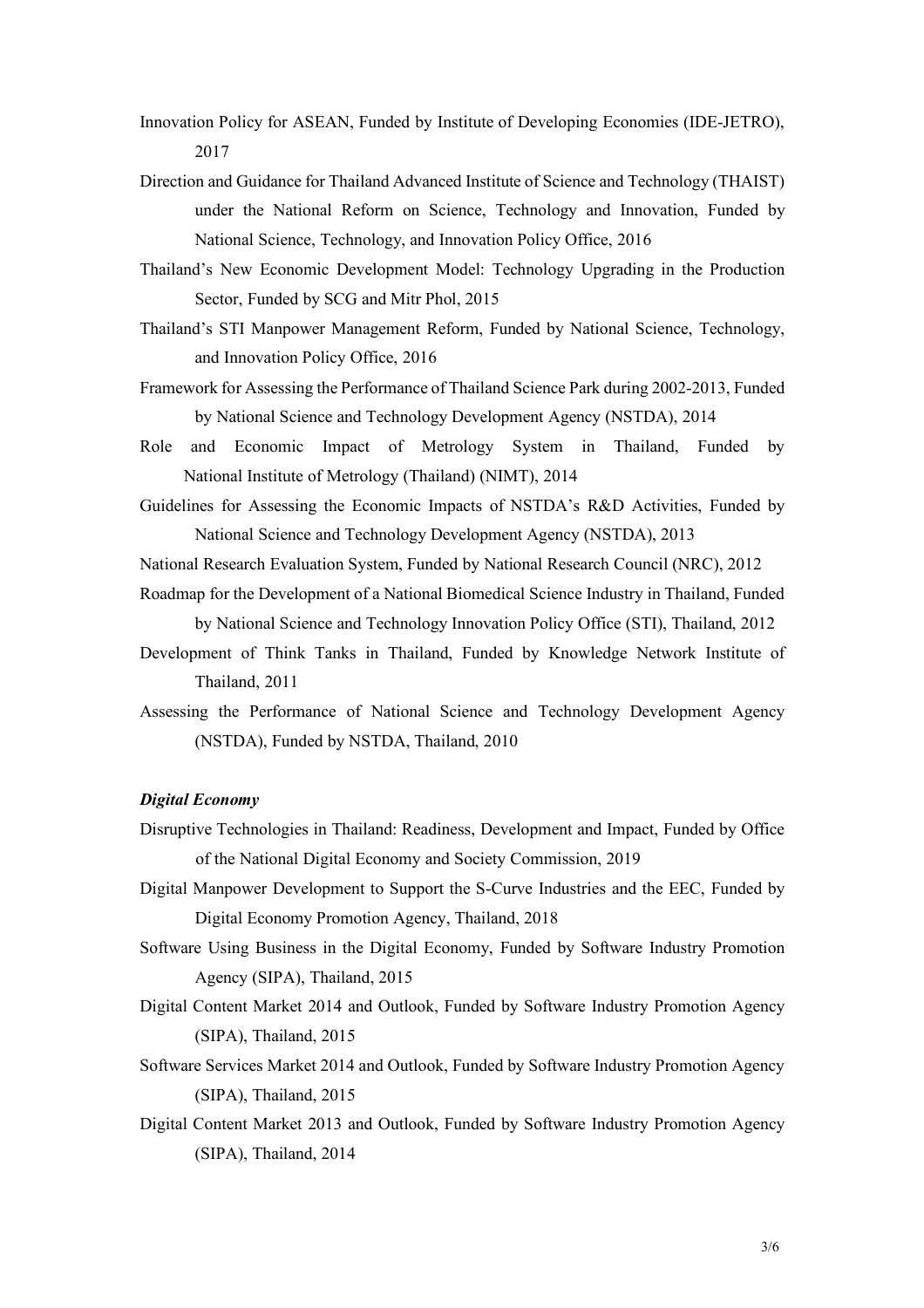Innovation Policy for ASEAN, Funded by Institute of Developing Economies (IDE-JETRO), 2017

Direction and Guidance for Thailand Advanced Institute of Science and Technology (THAIST) under the National Reform on Science, Technology and Innovation, Funded by National Science, Technology, and Innovation Policy Office, 2016

Thailand's New Economic Development Model: Technology Upgrading in the Production Sector, Funded by SCG and Mitr Phol, 2015

Thailand's STI Manpower Management Reform, Funded by National Science, Technology, and Innovation Policy Office, 2016

Framework for Assessing the Performance of Thailand Science Park during 2002-2013, Funded by National Science and Technology Development Agency (NSTDA), 2014

Role and Economic Impact of Metrology System in Thailand, Funded by National Institute of Metrology (Thailand) (NIMT), 2014

Guidelines for Assessing the Economic Impacts of NSTDA's R&D Activities, Funded by National Science and Technology Development Agency (NSTDA), 2013

National Research Evaluation System, Funded by National Research Council (NRC), 2012

Roadmap for the Development of a National Biomedical Science Industry in Thailand, Funded by National Science and Technology Innovation Policy Office (STI), Thailand, 2012

Development of Think Tanks in Thailand, Funded by Knowledge Network Institute of Thailand, 2011

Assessing the Performance of National Science and Technology Development Agency (NSTDA), Funded by NSTDA, Thailand, 2010

***Digital Economy***

Disruptive Technologies in Thailand: Readiness, Development and Impact, Funded by Office of the National Digital Economy and Society Commission, 2019

Digital Manpower Development to Support the S-Curve Industries and the EEC, Funded by Digital Economy Promotion Agency, Thailand, 2018

Software Using Business in the Digital Economy, Funded by Software Industry Promotion Agency (SIPA), Thailand, 2015

Digital Content Market 2014 and Outlook, Funded by Software Industry Promotion Agency (SIPA), Thailand, 2015

Software Services Market 2014 and Outlook, Funded by Software Industry Promotion Agency (SIPA), Thailand, 2015

Digital Content Market 2013 and Outlook, Funded by Software Industry Promotion Agency (SIPA), Thailand, 2014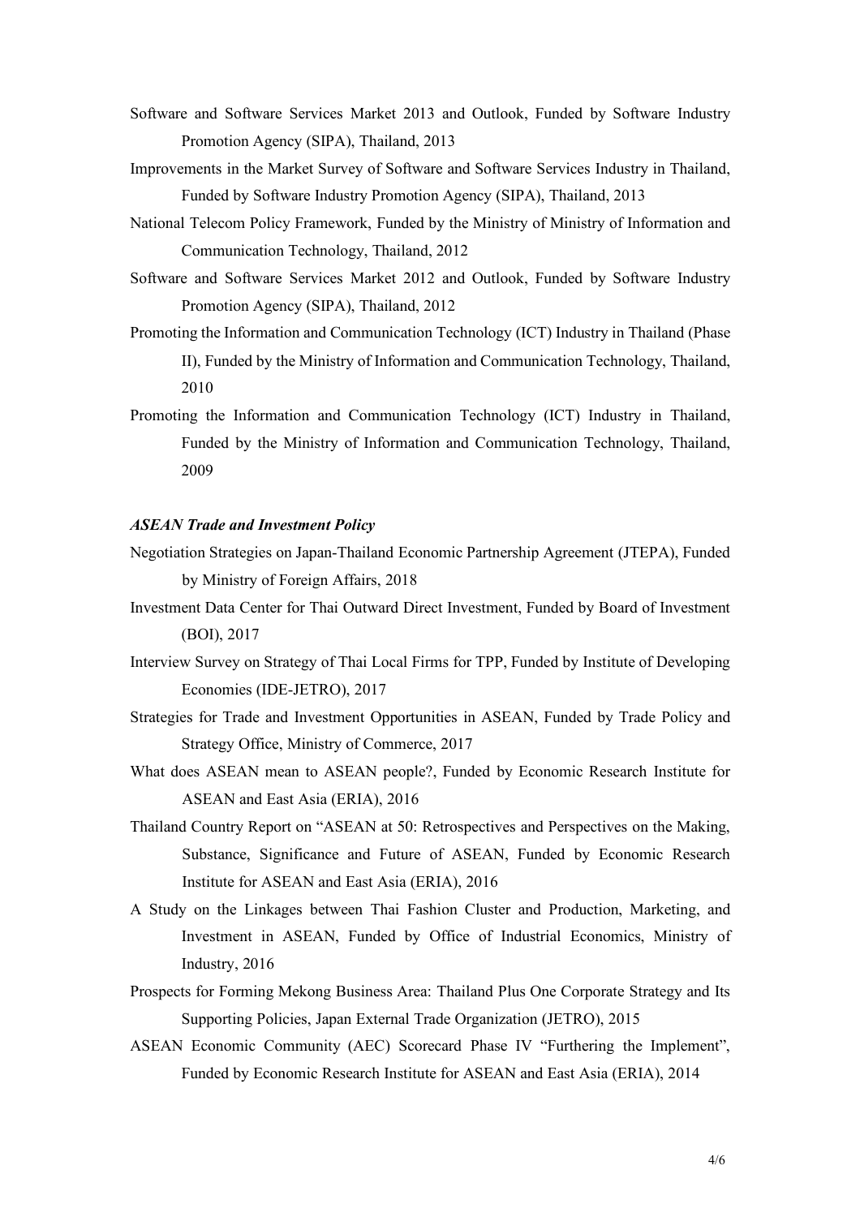Software and Software Services Market 2013 and Outlook, Funded by Software Industry Promotion Agency (SIPA), Thailand, 2013

Improvements in the Market Survey of Software and Software Services Industry in Thailand, Funded by Software Industry Promotion Agency (SIPA), Thailand, 2013

National Telecom Policy Framework, Funded by the Ministry of Ministry of Information and Communication Technology, Thailand, 2012

Software and Software Services Market 2012 and Outlook, Funded by Software Industry Promotion Agency (SIPA), Thailand, 2012

Promoting the Information and Communication Technology (ICT) Industry in Thailand (Phase II), Funded by the Ministry of Information and Communication Technology, Thailand, 2010

Promoting the Information and Communication Technology (ICT) Industry in Thailand, Funded by the Ministry of Information and Communication Technology, Thailand, 2009

***ASEAN Trade and Investment Policy***

Negotiation Strategies on Japan-Thailand Economic Partnership Agreement (JTEPA), Funded by Ministry of Foreign Affairs, 2018

Investment Data Center for Thai Outward Direct Investment, Funded by Board of Investment (BOI), 2017

Interview Survey on Strategy of Thai Local Firms for TPP, Funded by Institute of Developing Economies (IDE-JETRO), 2017

Strategies for Trade and Investment Opportunities in ASEAN, Funded by Trade Policy and Strategy Office, Ministry of Commerce, 2017

What does ASEAN mean to ASEAN people?, Funded by Economic Research Institute for ASEAN and East Asia (ERIA), 2016

Thailand Country Report on "ASEAN at 50: Retrospectives and Perspectives on the Making, Substance, Significance and Future of ASEAN, Funded by Economic Research Institute for ASEAN and East Asia (ERIA), 2016

A Study on the Linkages between Thai Fashion Cluster and Production, Marketing, and Investment in ASEAN, Funded by Office of Industrial Economics, Ministry of Industry, 2016

Prospects for Forming Mekong Business Area: Thailand Plus One Corporate Strategy and Its Supporting Policies, Japan External Trade Organization (JETRO), 2015

ASEAN Economic Community (AEC) Scorecard Phase IV "Furthering the Implement", Funded by Economic Research Institute for ASEAN and East Asia (ERIA), 2014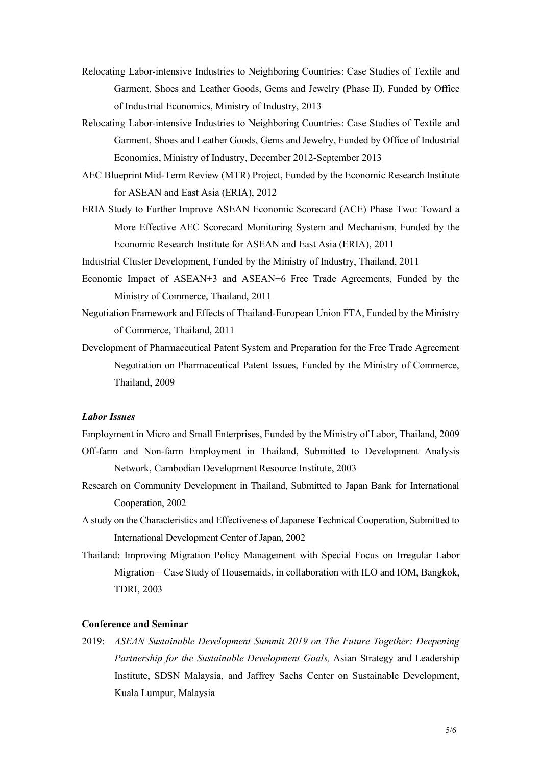Relocating Labor-intensive Industries to Neighboring Countries: Case Studies of Textile and Garment, Shoes and Leather Goods, Gems and Jewelry (Phase II), Funded by Office of Industrial Economics, Ministry of Industry, 2013

Relocating Labor-intensive Industries to Neighboring Countries: Case Studies of Textile and Garment, Shoes and Leather Goods, Gems and Jewelry, Funded by Office of Industrial Economics, Ministry of Industry, December 2012-September 2013

AEC Blueprint Mid-Term Review (MTR) Project, Funded by the Economic Research Institute for ASEAN and East Asia (ERIA), 2012

ERIA Study to Further Improve ASEAN Economic Scorecard (ACE) Phase Two: Toward a More Effective AEC Scorecard Monitoring System and Mechanism, Funded by the Economic Research Institute for ASEAN and East Asia (ERIA), 2011

Industrial Cluster Development, Funded by the Ministry of Industry, Thailand, 2011

Economic Impact of ASEAN+3 and ASEAN+6 Free Trade Agreements, Funded by the Ministry of Commerce, Thailand, 2011

Negotiation Framework and Effects of Thailand-European Union FTA, Funded by the Ministry of Commerce, Thailand, 2011

Development of Pharmaceutical Patent System and Preparation for the Free Trade Agreement Negotiation on Pharmaceutical Patent Issues, Funded by the Ministry of Commerce, Thailand, 2009

***Labor Issues***

Employment in Micro and Small Enterprises, Funded by the Ministry of Labor, Thailand, 2009

Off-farm and Non-farm Employment in Thailand, Submitted to Development Analysis Network, Cambodian Development Resource Institute, 2003

Research on Community Development in Thailand, Submitted to Japan Bank for International Cooperation, 2002

A study on the Characteristics and Effectiveness of Japanese Technical Cooperation, Submitted to International Development Center of Japan, 2002

Thailand: Improving Migration Policy Management with Special Focus on Irregular Labor Migration – Case Study of Housemaids, in collaboration with ILO and IOM, Bangkok, TDRI, 2003

**Conference and Seminar**

2019: *ASEAN Sustainable Development Summit 2019 on The Future Together: Deepening Partnership for the Sustainable Development Goals,* Asian Strategy and Leadership Institute, SDSN Malaysia, and Jaffrey Sachs Center on Sustainable Development, Kuala Lumpur, Malaysia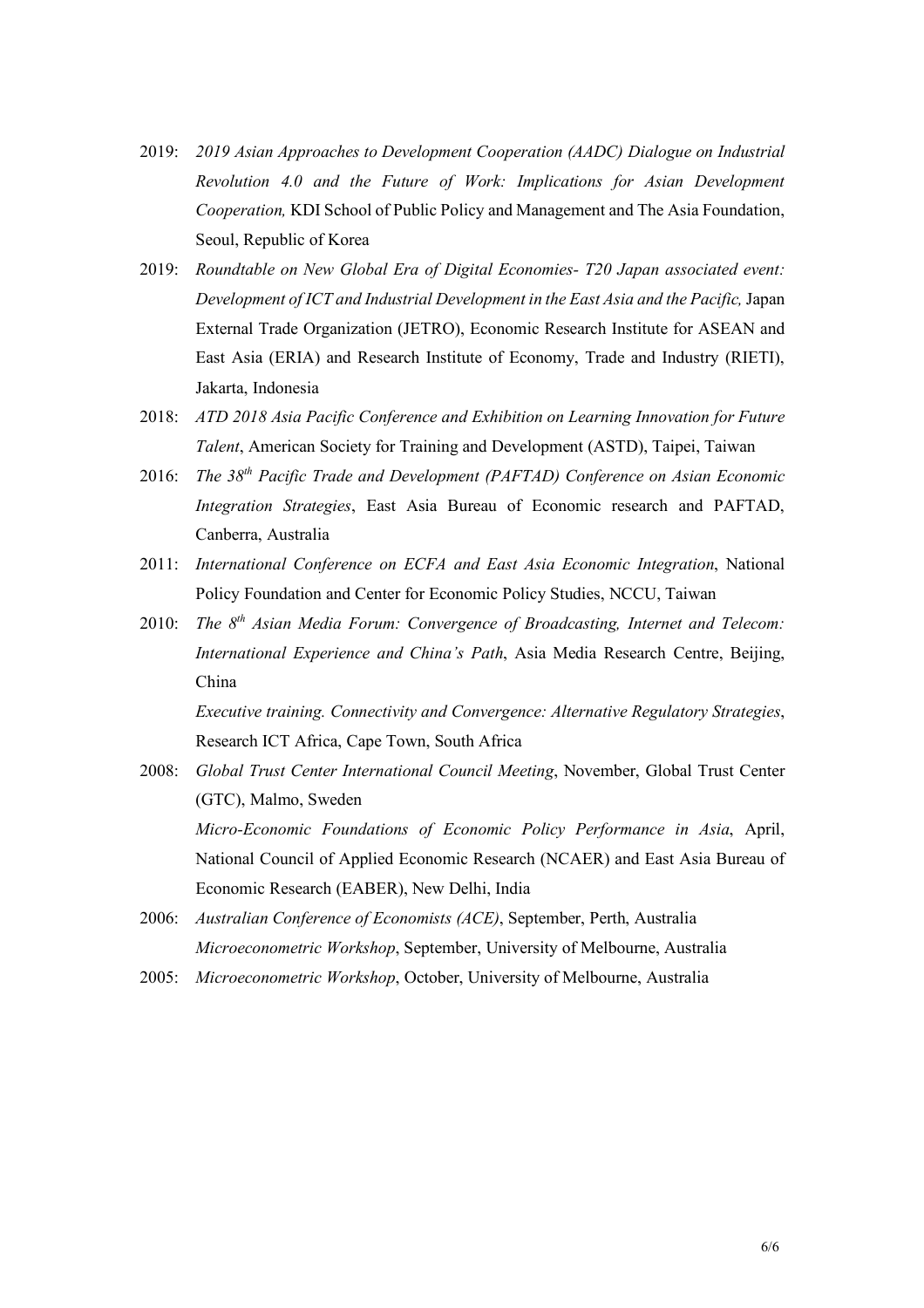2019: *2019 Asian Approaches to Development Cooperation (AADC) Dialogue on Industrial Revolution 4.0 and the Future of Work: Implications for Asian Development Cooperation,* KDI School of Public Policy and Management and The Asia Foundation, Seoul, Republic of Korea

2019: *Roundtable on New Global Era of Digital Economies- T20 Japan associated event: Development of ICT and Industrial Development in the East Asia and the Pacific,* Japan External Trade Organization (JETRO), Economic Research Institute for ASEAN and East Asia (ERIA) and Research Institute of Economy, Trade and Industry (RIETI), Jakarta, Indonesia

2018: *ATD 2018 Asia Pacific Conference and Exhibition on Learning Innovation for Future Talent*, American Society for Training and Development (ASTD), Taipei, Taiwan

2016: *The 38th Pacific Trade and Development (PAFTAD) Conference on Asian Economic Integration Strategies*, East Asia Bureau of Economic research and PAFTAD, Canberra, Australia

2011: *International Conference on ECFA and East Asia Economic Integration*, National Policy Foundation and Center for Economic Policy Studies, NCCU, Taiwan

2010: *The 8th Asian Media Forum: Convergence of Broadcasting, Internet and Telecom: International Experience and China's Path*, Asia Media Research Centre, Beijing, China

*Executive training. Connectivity and Convergence: Alternative Regulatory Strategies*, Research ICT Africa, Cape Town, South Africa

2008: *Global Trust Center International Council Meeting*, November, Global Trust Center (GTC), Malmo, Sweden

*Micro-Economic Foundations of Economic Policy Performance in Asia*, April, National Council of Applied Economic Research (NCAER) and East Asia Bureau of Economic Research (EABER), New Delhi, India

2006: *Australian Conference of Economists (ACE)*, September, Perth, Australia

*Microeconometric Workshop*, September, University of Melbourne, Australia

2005: *Microeconometric Workshop*, October, University of Melbourne, Australia